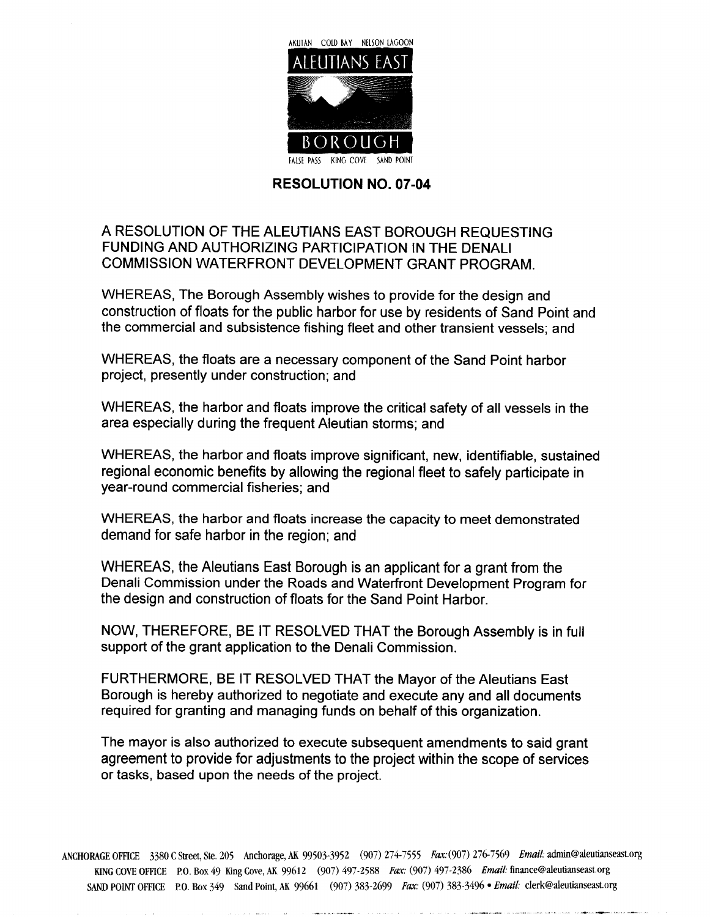AKUTAN COLD BAY NELSON LAGOON

ALEUTIANS EAST

BOROUGH

FALSE PASS KING COVE SAND POINT

## RESOLUTION NO. 07-04

A RESOLUTION OF THE ALEUTIANS EAST BOROUGH REQUESTING FUNDING AND AUTHORIZING PARTICIPATION IN THE DENALI COMMISSION WATERFRONT DEVELOPMENT GRANT PROGRAM.

WHEREAS, The Borough Assembly wishes to provide for the design and construction of floats for the public harbor for use by residents of Sand Point and the commercial and subsistence fishing fleet and other transient vessels; and

WHEREAS, the floats are a necessary component of the Sand Point harbor project, presently under construction; and

WHEREAS, the harbor and floats improve the critical safety of all vessels in the area especially during the frequent Aleutian storms; and

WHEREAS, the harbor and floats improve significant, new, identifiable, sustained regional economic benefits by allowing the regional fleet to safely participate in year-round commercial fisheries; and

WHEREAS, the harbor and floats increase the capacity to meet demonstrated demand for safe harbor in the region; and

WHEREAS, the Aleutians East Borough is an applicant for a grant from the Denali Commission under the Roads and Waterfront Development Program for the design and construction of floats for the Sand Point Harbor.

NOW, THEREFORE, BE IT RESOLVED THAT the Borough Assembly is in full support of the grant application to the Denali Commission.

FURTHERMORE, BE IT RESOLVED THAT the Mayor of the Aleutians East Borough is hereby authorized to negotiate and execute any and all documents required for granting and managing funds on behalf of this organization.

The mayor is also authorized to execute subsequent amendments to said grant agreement to provide for adjustments to the project within the scope of services or tasks, based upon the needs of the project.

ANCHORAGE OFFICE 3380 C Street, Ste. 205 Anchorage, AK 99503-3952 (907) 274-7555 *Fax:* (907) 276-7569 *Email:* admin@aleutianseast.org
KING COVE OFFICE P.O. Box 49 King Cove, AK 99612 (907) 497-2588 *Fax:* (907) 497-2386 *Email:* finance@aleutianseast.org
SAND POINT OFFICE P.O. Box 349 Sand Point, AK 99661 (907) 383-2699 *Fax:* (907) 383-3496 • *Email:* clerk@aleutianseast.org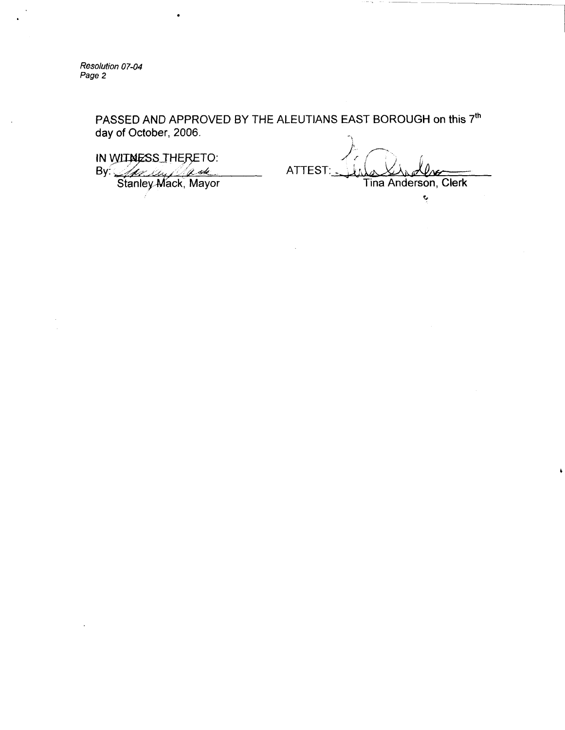PASSED AND APPROVED BY THE ALEUTIANS EAST BOROUGH on this 7th day of October, 2006.

IN WITNESS THERETO:

By: ______________________
Stanley Mack, Mayor

ATTEST: ______________________
Tina Anderson, Clerk